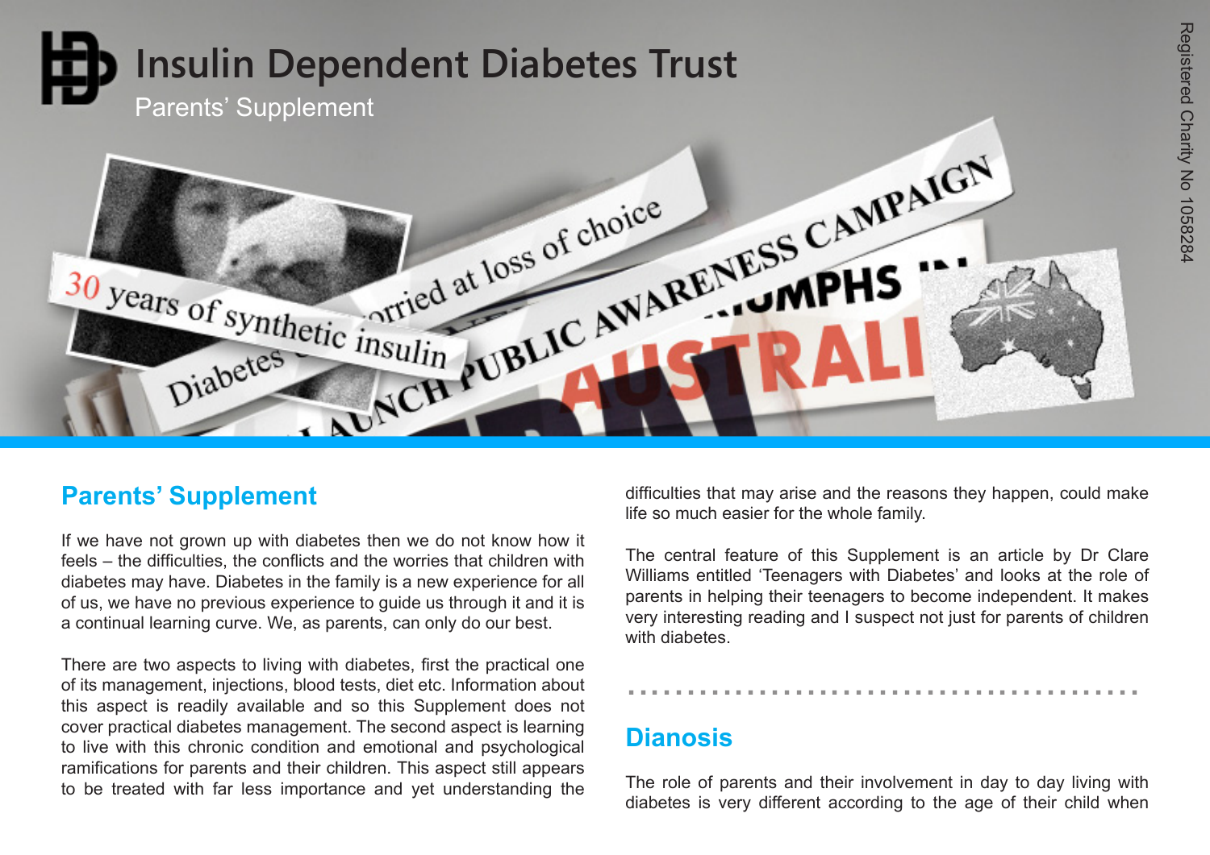# Insulin Dependent Diabetes Trust

Parents' Supplement

Registered Charity No 1058284

## Parents' Supplement

If we have not grown up with diabetes then we do not know how it feels – the difficulties, the conflicts and the worries that children with diabetes may have. Diabetes in the family is a new experience for all of us, we have no previous experience to guide us through it and it is a continual learning curve. We, as parents, can only do our best.

There are two aspects to living with diabetes, first the practical one of its management, injections, blood tests, diet etc. Information about this aspect is readily available and so this Supplement does not cover practical diabetes management. The second aspect is learning to live with this chronic condition and emotional and psychological ramifications for parents and their children. This aspect still appears to be treated with far less importance and yet understanding the difficulties that may arise and the reasons they happen, could make life so much easier for the whole family.

The central feature of this Supplement is an article by Dr Clare Williams entitled 'Teenagers with Diabetes' and looks at the role of parents in helping their teenagers to become independent. It makes very interesting reading and I suspect not just for parents of children with diabetes.

## Dianosis

The role of parents and their involvement in day to day living with diabetes is very different according to the age of their child when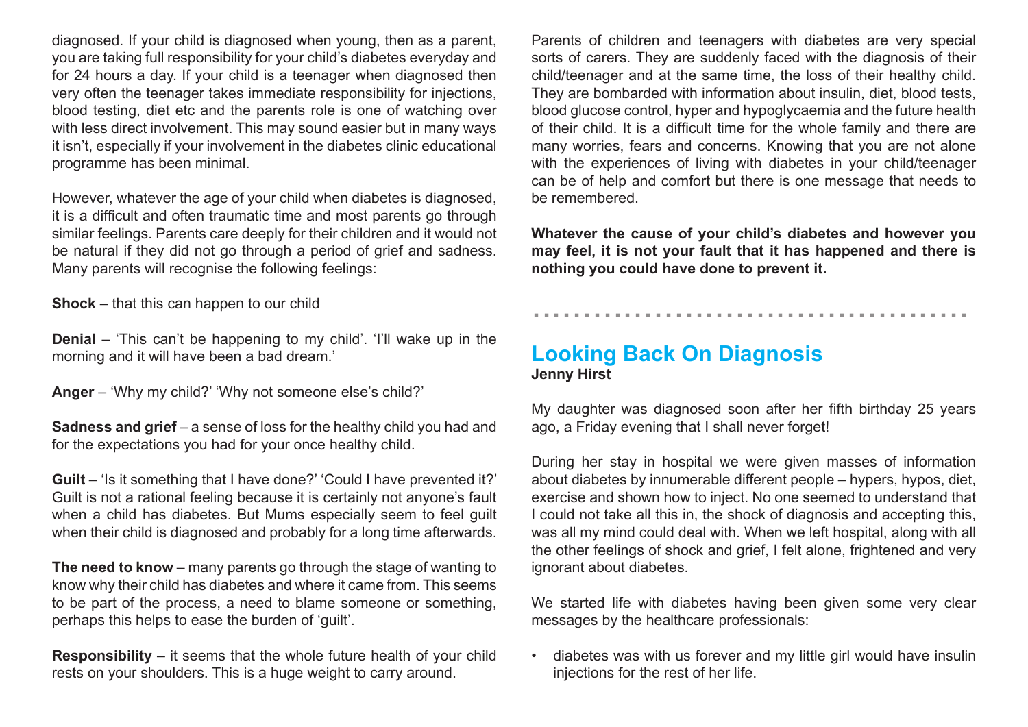diagnosed. If your child is diagnosed when young, then as a parent, you are taking full responsibility for your child's diabetes everyday and for 24 hours a day. If your child is a teenager when diagnosed then very often the teenager takes immediate responsibility for injections, blood testing, diet etc and the parents role is one of watching over with less direct involvement. This may sound easier but in many ways it isn't, especially if your involvement in the diabetes clinic educational programme has been minimal.

However, whatever the age of your child when diabetes is diagnosed, it is a difficult and often traumatic time and most parents go through similar feelings. Parents care deeply for their children and it would not be natural if they did not go through a period of grief and sadness. Many parents will recognise the following feelings:

**Shock** – that this can happen to our child

**Denial** – 'This can't be happening to my child'. 'I'll wake up in the morning and it will have been a bad dream.'

**Anger** – 'Why my child?' 'Why not someone else's child?'

**Sadness and grief** – a sense of loss for the healthy child you had and for the expectations you had for your once healthy child.

**Guilt** – 'Is it something that I have done?' 'Could I have prevented it?' Guilt is not a rational feeling because it is certainly not anyone's fault when a child has diabetes. But Mums especially seem to feel guilt when their child is diagnosed and probably for a long time afterwards.

**The need to know** – many parents go through the stage of wanting to know why their child has diabetes and where it came from. This seems to be part of the process, a need to blame someone or something, perhaps this helps to ease the burden of 'guilt'.

**Responsibility** – it seems that the whole future health of your child rests on your shoulders. This is a huge weight to carry around.

Parents of children and teenagers with diabetes are very special sorts of carers. They are suddenly faced with the diagnosis of their child/teenager and at the same time, the loss of their healthy child. They are bombarded with information about insulin, diet, blood tests, blood glucose control, hyper and hypoglycaemia and the future health of their child. It is a difficult time for the whole family and there are many worries, fears and concerns. Knowing that you are not alone with the experiences of living with diabetes in your child/teenager can be of help and comfort but there is one message that needs to be remembered.

**Whatever the cause of your child's diabetes and however you may feel, it is not your fault that it has happened and there is nothing you could have done to prevent it.**

## Looking Back On Diagnosis

**Jenny Hirst**

My daughter was diagnosed soon after her fifth birthday 25 years ago, a Friday evening that I shall never forget!

During her stay in hospital we were given masses of information about diabetes by innumerable different people – hypers, hypos, diet, exercise and shown how to inject. No one seemed to understand that I could not take all this in, the shock of diagnosis and accepting this, was all my mind could deal with. When we left hospital, along with all the other feelings of shock and grief, I felt alone, frightened and very ignorant about diabetes.

We started life with diabetes having been given some very clear messages by the healthcare professionals:

- diabetes was with us forever and my little girl would have insulin injections for the rest of her life.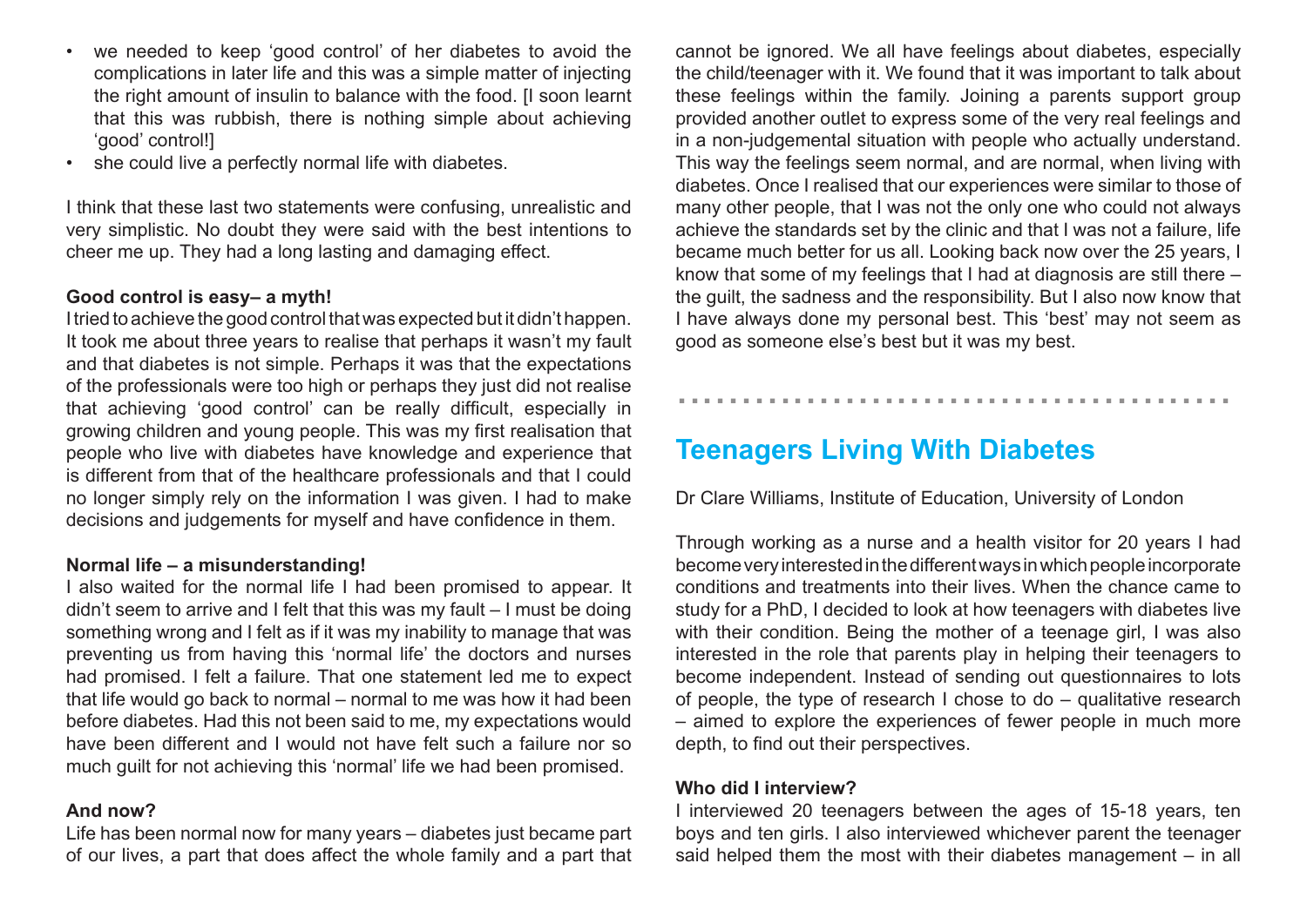- we needed to keep 'good control' of her diabetes to avoid the complications in later life and this was a simple matter of injecting the right amount of insulin to balance with the food. [I soon learnt that this was rubbish, there is nothing simple about achieving 'good' control!]
- she could live a perfectly normal life with diabetes.

I think that these last two statements were confusing, unrealistic and very simplistic. No doubt they were said with the best intentions to cheer me up. They had a long lasting and damaging effect.

**Good control is easy– a myth!**

I tried to achieve the good control that was expected but it didn't happen. It took me about three years to realise that perhaps it wasn't my fault and that diabetes is not simple. Perhaps it was that the expectations of the professionals were too high or perhaps they just did not realise that achieving 'good control' can be really difficult, especially in growing children and young people. This was my first realisation that people who live with diabetes have knowledge and experience that is different from that of the healthcare professionals and that I could no longer simply rely on the information I was given. I had to make decisions and judgements for myself and have confidence in them.

**Normal life – a misunderstanding!**

I also waited for the normal life I had been promised to appear. It didn't seem to arrive and I felt that this was my fault – I must be doing something wrong and I felt as if it was my inability to manage that was preventing us from having this 'normal life' the doctors and nurses had promised. I felt a failure. That one statement led me to expect that life would go back to normal – normal to me was how it had been before diabetes. Had this not been said to me, my expectations would have been different and I would not have felt such a failure nor so much guilt for not achieving this 'normal' life we had been promised.

**And now?**

Life has been normal now for many years – diabetes just became part of our lives, a part that does affect the whole family and a part that cannot be ignored. We all have feelings about diabetes, especially the child/teenager with it. We found that it was important to talk about these feelings within the family. Joining a parents support group provided another outlet to express some of the very real feelings and in a non-judgemental situation with people who actually understand. This way the feelings seem normal, and are normal, when living with diabetes. Once I realised that our experiences were similar to those of many other people, that I was not the only one who could not always achieve the standards set by the clinic and that I was not a failure, life became much better for us all. Looking back now over the 25 years, I know that some of my feelings that I had at diagnosis are still there – the guilt, the sadness and the responsibility. But I also now know that I have always done my personal best. This 'best' may not seem as good as someone else's best but it was my best.

## Teenagers Living With Diabetes

Dr Clare Williams, Institute of Education, University of London

Through working as a nurse and a health visitor for 20 years I had become very interested in the different ways in which people incorporate conditions and treatments into their lives. When the chance came to study for a PhD, I decided to look at how teenagers with diabetes live with their condition. Being the mother of a teenage girl, I was also interested in the role that parents play in helping their teenagers to become independent. Instead of sending out questionnaires to lots of people, the type of research I chose to do – qualitative research – aimed to explore the experiences of fewer people in much more depth, to find out their perspectives.

**Who did I interview?**

I interviewed 20 teenagers between the ages of 15-18 years, ten boys and ten girls. I also interviewed whichever parent the teenager said helped them the most with their diabetes management – in all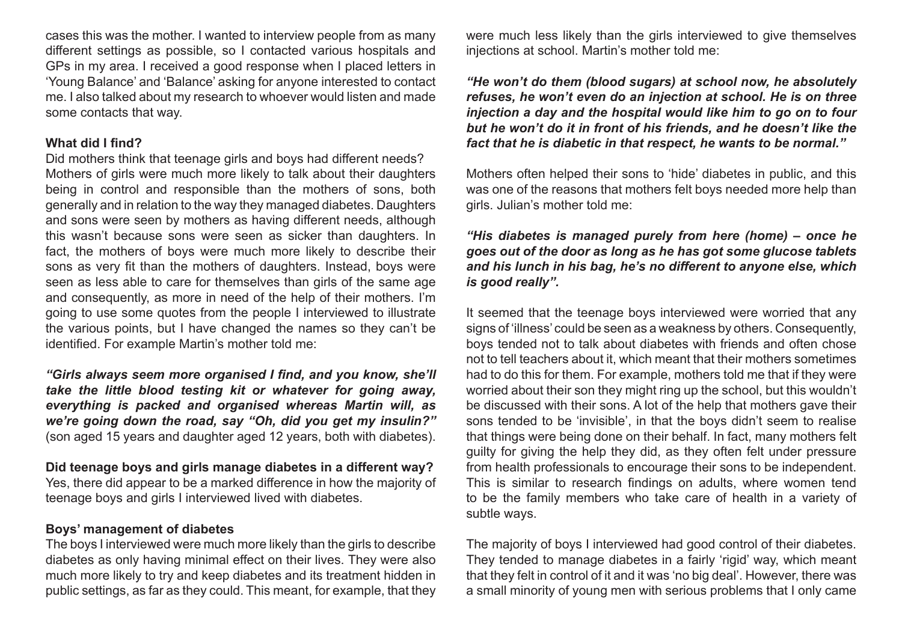cases this was the mother. I wanted to interview people from as many different settings as possible, so I contacted various hospitals and GPs in my area. I received a good response when I placed letters in 'Young Balance' and 'Balance' asking for anyone interested to contact me. I also talked about my research to whoever would listen and made some contacts that way.

**What did I find?**

Did mothers think that teenage girls and boys had different needs? Mothers of girls were much more likely to talk about their daughters being in control and responsible than the mothers of sons, both generally and in relation to the way they managed diabetes. Daughters and sons were seen by mothers as having different needs, although this wasn't because sons were seen as sicker than daughters. In fact, the mothers of boys were much more likely to describe their sons as very fit than the mothers of daughters. Instead, boys were seen as less able to care for themselves than girls of the same age and consequently, as more in need of the help of their mothers. I'm going to use some quotes from the people I interviewed to illustrate the various points, but I have changed the names so they can't be identified. For example Martin's mother told me:

***"Girls always seem more organised I find, and you know, she'll take the little blood testing kit or whatever for going away, everything is packed and organised whereas Martin will, as we're going down the road, say "Oh, did you get my insulin?"*** (son aged 15 years and daughter aged 12 years, both with diabetes).

**Did teenage boys and girls manage diabetes in a different way?**

Yes, there did appear to be a marked difference in how the majority of teenage boys and girls I interviewed lived with diabetes.

**Boys' management of diabetes**

The boys I interviewed were much more likely than the girls to describe diabetes as only having minimal effect on their lives. They were also much more likely to try and keep diabetes and its treatment hidden in public settings, as far as they could. This meant, for example, that they were much less likely than the girls interviewed to give themselves injections at school. Martin's mother told me:

***"He won't do them (blood sugars) at school now, he absolutely refuses, he won't even do an injection at school. He is on three injection a day and the hospital would like him to go on to four but he won't do it in front of his friends, and he doesn't like the fact that he is diabetic in that respect, he wants to be normal."***

Mothers often helped their sons to 'hide' diabetes in public, and this was one of the reasons that mothers felt boys needed more help than girls. Julian's mother told me:

***"His diabetes is managed purely from here (home) – once he goes out of the door as long as he has got some glucose tablets and his lunch in his bag, he's no different to anyone else, which is good really".***

It seemed that the teenage boys interviewed were worried that any signs of 'illness' could be seen as a weakness by others. Consequently, boys tended not to talk about diabetes with friends and often chose not to tell teachers about it, which meant that their mothers sometimes had to do this for them. For example, mothers told me that if they were worried about their son they might ring up the school, but this wouldn't be discussed with their sons. A lot of the help that mothers gave their sons tended to be 'invisible', in that the boys didn't seem to realise that things were being done on their behalf. In fact, many mothers felt guilty for giving the help they did, as they often felt under pressure from health professionals to encourage their sons to be independent. This is similar to research findings on adults, where women tend to be the family members who take care of health in a variety of subtle ways.

The majority of boys I interviewed had good control of their diabetes. They tended to manage diabetes in a fairly 'rigid' way, which meant that they felt in control of it and it was 'no big deal'. However, there was a small minority of young men with serious problems that I only came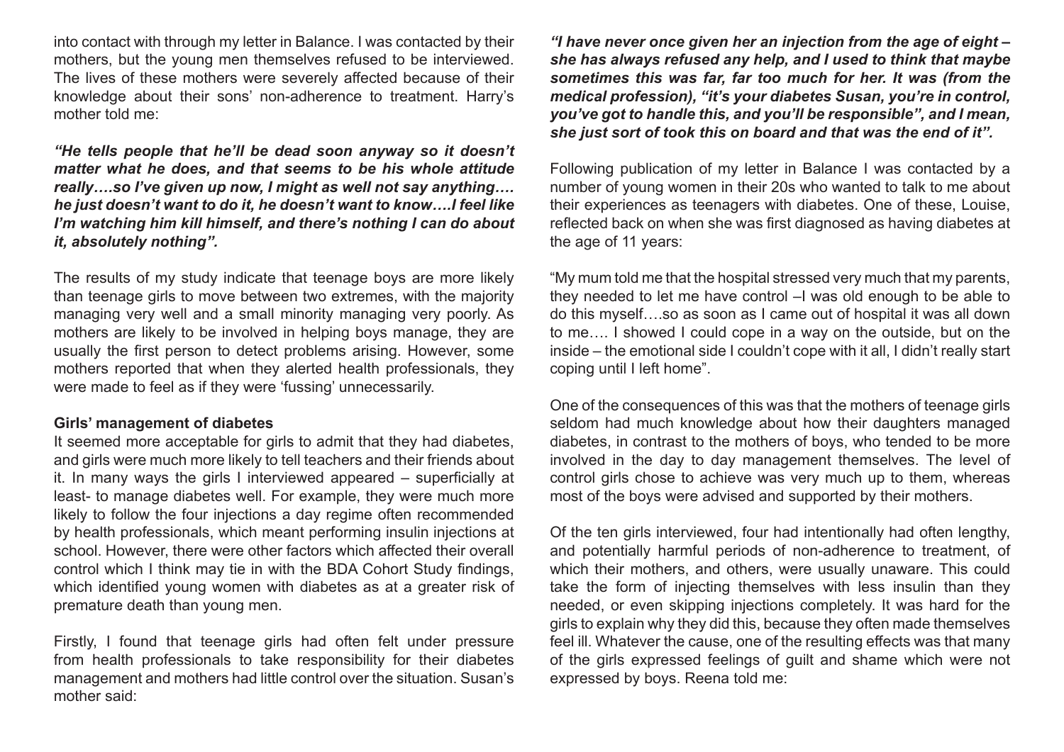into contact with through my letter in Balance. I was contacted by their mothers, but the young men themselves refused to be interviewed. The lives of these mothers were severely affected because of their knowledge about their sons' non-adherence to treatment. Harry's mother told me:

***"He tells people that he'll be dead soon anyway so it doesn't matter what he does, and that seems to be his whole attitude really….so I've given up now, I might as well not say anything…. he just doesn't want to do it, he doesn't want to know….I feel like I'm watching him kill himself, and there's nothing I can do about it, absolutely nothing".***

The results of my study indicate that teenage boys are more likely than teenage girls to move between two extremes, with the majority managing very well and a small minority managing very poorly. As mothers are likely to be involved in helping boys manage, they are usually the first person to detect problems arising. However, some mothers reported that when they alerted health professionals, they were made to feel as if they were 'fussing' unnecessarily.

**Girls' management of diabetes**

It seemed more acceptable for girls to admit that they had diabetes, and girls were much more likely to tell teachers and their friends about it. In many ways the girls I interviewed appeared – superficially at least- to manage diabetes well. For example, they were much more likely to follow the four injections a day regime often recommended by health professionals, which meant performing insulin injections at school. However, there were other factors which affected their overall control which I think may tie in with the BDA Cohort Study findings, which identified young women with diabetes as at a greater risk of premature death than young men.

Firstly, I found that teenage girls had often felt under pressure from health professionals to take responsibility for their diabetes management and mothers had little control over the situation. Susan's mother said:

***"I have never once given her an injection from the age of eight – she has always refused any help, and I used to think that maybe sometimes this was far, far too much for her. It was (from the medical profession), "it's your diabetes Susan, you're in control, you've got to handle this, and you'll be responsible", and I mean, she just sort of took this on board and that was the end of it".***

Following publication of my letter in Balance I was contacted by a number of young women in their 20s who wanted to talk to me about their experiences as teenagers with diabetes. One of these, Louise, reflected back on when she was first diagnosed as having diabetes at the age of 11 years:

"My mum told me that the hospital stressed very much that my parents, they needed to let me have control –I was old enough to be able to do this myself….so as soon as I came out of hospital it was all down to me…. I showed I could cope in a way on the outside, but on the inside – the emotional side I couldn't cope with it all, I didn't really start coping until I left home".

One of the consequences of this was that the mothers of teenage girls seldom had much knowledge about how their daughters managed diabetes, in contrast to the mothers of boys, who tended to be more involved in the day to day management themselves. The level of control girls chose to achieve was very much up to them, whereas most of the boys were advised and supported by their mothers.

Of the ten girls interviewed, four had intentionally had often lengthy, and potentially harmful periods of non-adherence to treatment, of which their mothers, and others, were usually unaware. This could take the form of injecting themselves with less insulin than they needed, or even skipping injections completely. It was hard for the girls to explain why they did this, because they often made themselves feel ill. Whatever the cause, one of the resulting effects was that many of the girls expressed feelings of guilt and shame which were not expressed by boys. Reena told me: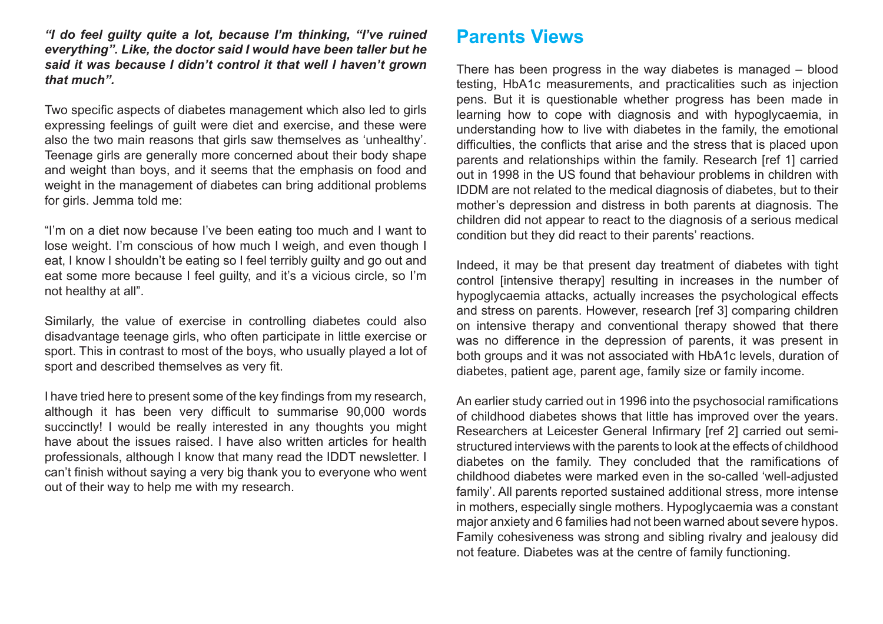***"I do feel guilty quite a lot, because I'm thinking, "I've ruined everything". Like, the doctor said I would have been taller but he said it was because I didn't control it that well I haven't grown that much".***

Two specific aspects of diabetes management which also led to girls expressing feelings of guilt were diet and exercise, and these were also the two main reasons that girls saw themselves as 'unhealthy'. Teenage girls are generally more concerned about their body shape and weight than boys, and it seems that the emphasis on food and weight in the management of diabetes can bring additional problems for girls. Jemma told me:

"I'm on a diet now because I've been eating too much and I want to lose weight. I'm conscious of how much I weigh, and even though I eat, I know I shouldn't be eating so I feel terribly guilty and go out and eat some more because I feel guilty, and it's a vicious circle, so I'm not healthy at all".

Similarly, the value of exercise in controlling diabetes could also disadvantage teenage girls, who often participate in little exercise or sport. This in contrast to most of the boys, who usually played a lot of sport and described themselves as very fit.

I have tried here to present some of the key findings from my research, although it has been very difficult to summarise 90,000 words succinctly! I would be really interested in any thoughts you might have about the issues raised. I have also written articles for health professionals, although I know that many read the IDDT newsletter. I can't finish without saying a very big thank you to everyone who went out of their way to help me with my research.

## Parents Views

There has been progress in the way diabetes is managed – blood testing, HbA1c measurements, and practicalities such as injection pens. But it is questionable whether progress has been made in learning how to cope with diagnosis and with hypoglycaemia, in understanding how to live with diabetes in the family, the emotional difficulties, the conflicts that arise and the stress that is placed upon parents and relationships within the family. Research [ref 1] carried out in 1998 in the US found that behaviour problems in children with IDDM are not related to the medical diagnosis of diabetes, but to their mother's depression and distress in both parents at diagnosis. The children did not appear to react to the diagnosis of a serious medical condition but they did react to their parents' reactions.

Indeed, it may be that present day treatment of diabetes with tight control [intensive therapy] resulting in increases in the number of hypoglycaemia attacks, actually increases the psychological effects and stress on parents. However, research [ref 3] comparing children on intensive therapy and conventional therapy showed that there was no difference in the depression of parents, it was present in both groups and it was not associated with HbA1c levels, duration of diabetes, patient age, parent age, family size or family income.

An earlier study carried out in 1996 into the psychosocial ramifications of childhood diabetes shows that little has improved over the years. Researchers at Leicester General Infirmary [ref 2] carried out semi-structured interviews with the parents to look at the effects of childhood diabetes on the family. They concluded that the ramifications of childhood diabetes were marked even in the so-called 'well-adjusted family'. All parents reported sustained additional stress, more intense in mothers, especially single mothers. Hypoglycaemia was a constant major anxiety and 6 families had not been warned about severe hypos. Family cohesiveness was strong and sibling rivalry and jealousy did not feature. Diabetes was at the centre of family functioning.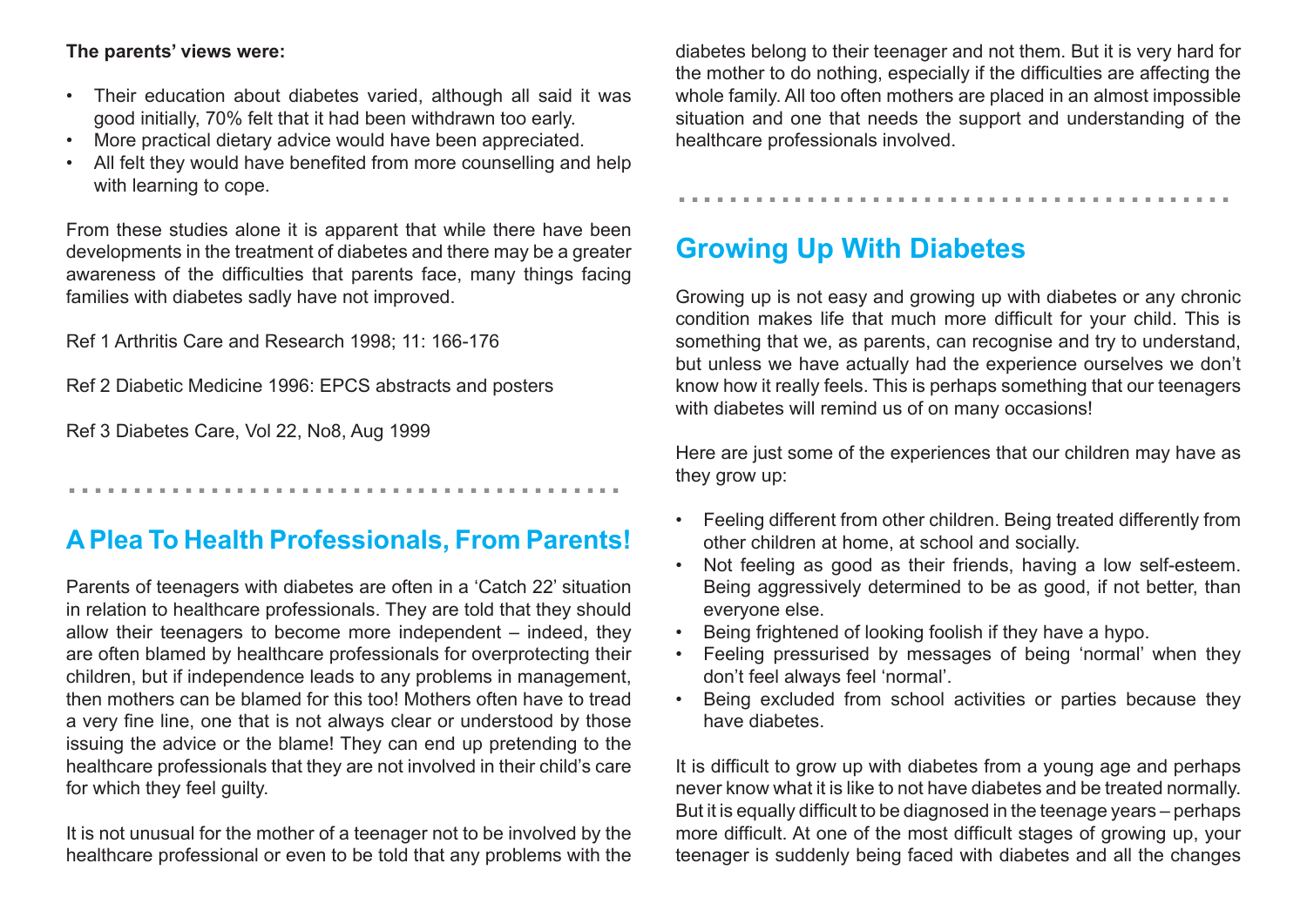**The parents' views were:**

- Their education about diabetes varied, although all said it was good initially, 70% felt that it had been withdrawn too early.
- More practical dietary advice would have been appreciated.
- All felt they would have benefited from more counselling and help with learning to cope.

From these studies alone it is apparent that while there have been developments in the treatment of diabetes and there may be a greater awareness of the difficulties that parents face, many things facing families with diabetes sadly have not improved.

Ref 1 Arthritis Care and Research 1998; 11: 166-176

Ref 2 Diabetic Medicine 1996: EPCS abstracts and posters

Ref 3 Diabetes Care, Vol 22, No8, Aug 1999

## A Plea To Health Professionals, From Parents!

Parents of teenagers with diabetes are often in a 'Catch 22' situation in relation to healthcare professionals. They are told that they should allow their teenagers to become more independent – indeed, they are often blamed by healthcare professionals for overprotecting their children, but if independence leads to any problems in management, then mothers can be blamed for this too! Mothers often have to tread a very fine line, one that is not always clear or understood by those issuing the advice or the blame! They can end up pretending to the healthcare professionals that they are not involved in their child's care for which they feel guilty.

It is not unusual for the mother of a teenager not to be involved by the healthcare professional or even to be told that any problems with the diabetes belong to their teenager and not them. But it is very hard for the mother to do nothing, especially if the difficulties are affecting the whole family. All too often mothers are placed in an almost impossible situation and one that needs the support and understanding of the healthcare professionals involved.

## Growing Up With Diabetes

Growing up is not easy and growing up with diabetes or any chronic condition makes life that much more difficult for your child. This is something that we, as parents, can recognise and try to understand, but unless we have actually had the experience ourselves we don't know how it really feels. This is perhaps something that our teenagers with diabetes will remind us of on many occasions!

Here are just some of the experiences that our children may have as they grow up:

- Feeling different from other children. Being treated differently from other children at home, at school and socially.
- Not feeling as good as their friends, having a low self-esteem. Being aggressively determined to be as good, if not better, than everyone else.
- Being frightened of looking foolish if they have a hypo.
- Feeling pressurised by messages of being 'normal' when they don't feel always feel 'normal'.
- Being excluded from school activities or parties because they have diabetes.

It is difficult to grow up with diabetes from a young age and perhaps never know what it is like to not have diabetes and be treated normally. But it is equally difficult to be diagnosed in the teenage years – perhaps more difficult. At one of the most difficult stages of growing up, your teenager is suddenly being faced with diabetes and all the changes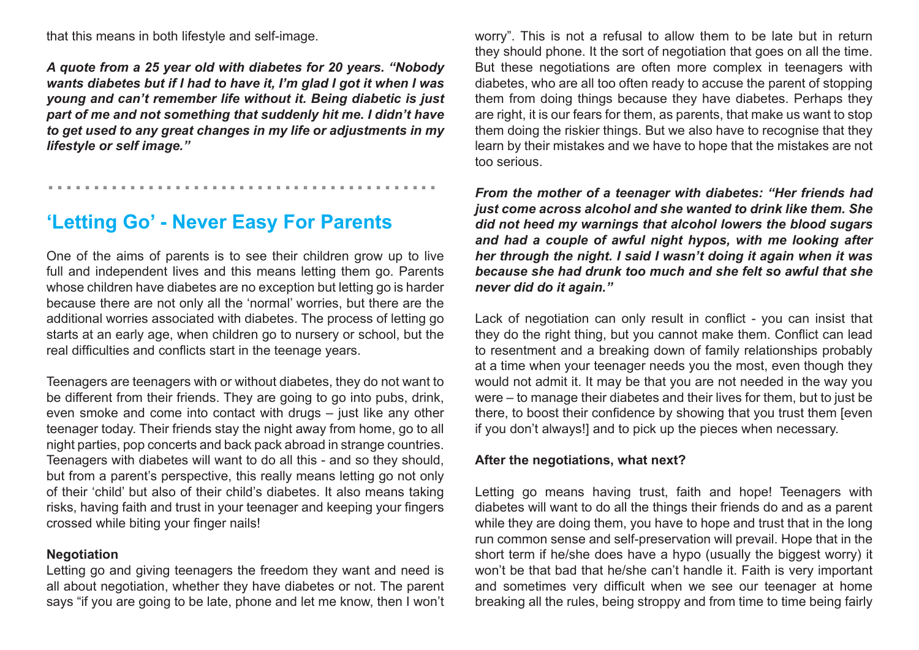that this means in both lifestyle and self-image.

***A quote from a 25 year old with diabetes for 20 years. "Nobody wants diabetes but if I had to have it, I'm glad I got it when I was young and can't remember life without it. Being diabetic is just part of me and not something that suddenly hit me. I didn't have to get used to any great changes in my life or adjustments in my lifestyle or self image."***

## 'Letting Go' - Never Easy For Parents

One of the aims of parents is to see their children grow up to live full and independent lives and this means letting them go. Parents whose children have diabetes are no exception but letting go is harder because there are not only all the 'normal' worries, but there are the additional worries associated with diabetes. The process of letting go starts at an early age, when children go to nursery or school, but the real difficulties and conflicts start in the teenage years.

Teenagers are teenagers with or without diabetes, they do not want to be different from their friends. They are going to go into pubs, drink, even smoke and come into contact with drugs – just like any other teenager today. Their friends stay the night away from home, go to all night parties, pop concerts and back pack abroad in strange countries. Teenagers with diabetes will want to do all this - and so they should, but from a parent's perspective, this really means letting go not only of their 'child' but also of their child's diabetes. It also means taking risks, having faith and trust in your teenager and keeping your fingers crossed while biting your finger nails!

**Negotiation**

Letting go and giving teenagers the freedom they want and need is all about negotiation, whether they have diabetes or not. The parent says "if you are going to be late, phone and let me know, then I won't worry". This is not a refusal to allow them to be late but in return they should phone. It the sort of negotiation that goes on all the time. But these negotiations are often more complex in teenagers with diabetes, who are all too often ready to accuse the parent of stopping them from doing things because they have diabetes. Perhaps they are right, it is our fears for them, as parents, that make us want to stop them doing the riskier things. But we also have to recognise that they learn by their mistakes and we have to hope that the mistakes are not too serious.

***From the mother of a teenager with diabetes: "Her friends had just come across alcohol and she wanted to drink like them. She did not heed my warnings that alcohol lowers the blood sugars and had a couple of awful night hypos, with me looking after her through the night. I said I wasn't doing it again when it was because she had drunk too much and she felt so awful that she never did do it again."***

Lack of negotiation can only result in conflict - you can insist that they do the right thing, but you cannot make them. Conflict can lead to resentment and a breaking down of family relationships probably at a time when your teenager needs you the most, even though they would not admit it. It may be that you are not needed in the way you were – to manage their diabetes and their lives for them, but to just be there, to boost their confidence by showing that you trust them [even if you don't always!] and to pick up the pieces when necessary.

**After the negotiations, what next?**

Letting go means having trust, faith and hope! Teenagers with diabetes will want to do all the things their friends do and as a parent while they are doing them, you have to hope and trust that in the long run common sense and self-preservation will prevail. Hope that in the short term if he/she does have a hypo (usually the biggest worry) it won't be that bad that he/she can't handle it. Faith is very important and sometimes very difficult when we see our teenager at home breaking all the rules, being stroppy and from time to time being fairly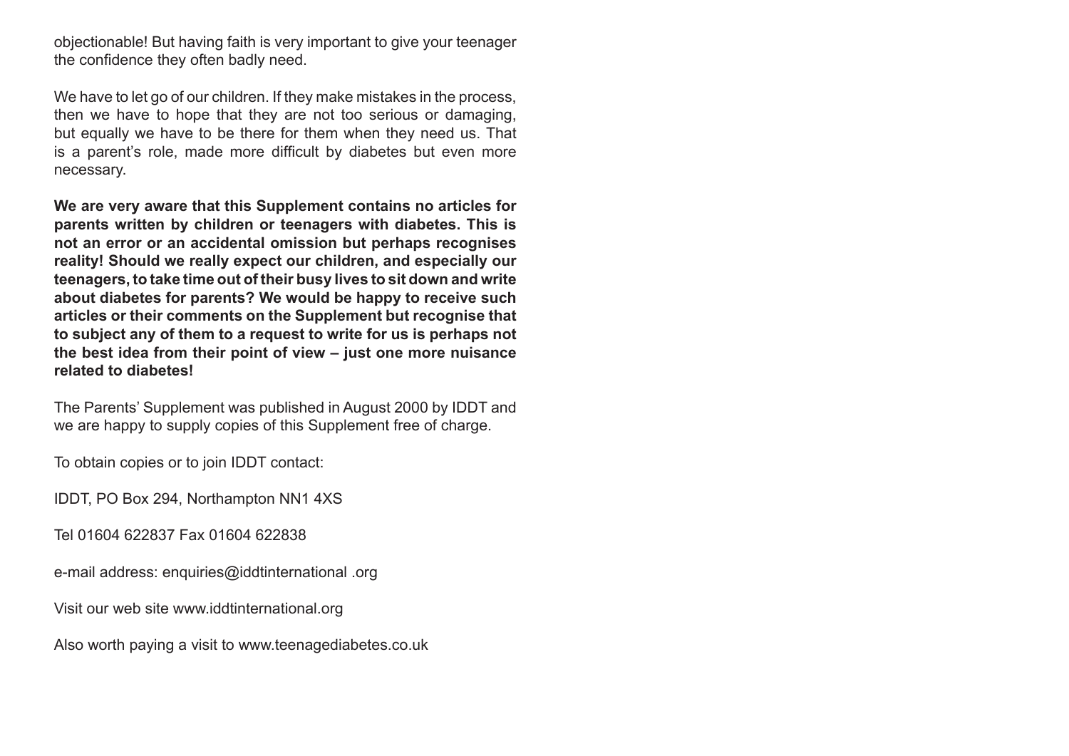objectionable! But having faith is very important to give your teenager the confidence they often badly need.

We have to let go of our children. If they make mistakes in the process, then we have to hope that they are not too serious or damaging, but equally we have to be there for them when they need us. That is a parent's role, made more difficult by diabetes but even more necessary.

**We are very aware that this Supplement contains no articles for parents written by children or teenagers with diabetes. This is not an error or an accidental omission but perhaps recognises reality! Should we really expect our children, and especially our teenagers, to take time out of their busy lives to sit down and write about diabetes for parents? We would be happy to receive such articles or their comments on the Supplement but recognise that to subject any of them to a request to write for us is perhaps not the best idea from their point of view – just one more nuisance related to diabetes!**

The Parents' Supplement was published in August 2000 by IDDT and we are happy to supply copies of this Supplement free of charge.

To obtain copies or to join IDDT contact:

IDDT, PO Box 294, Northampton NN1 4XS

Tel 01604 622837 Fax 01604 622838

e-mail address: enquiries@iddtinternational .org

Visit our web site www.iddtinternational.org

Also worth paying a visit to www.teenagediabetes.co.uk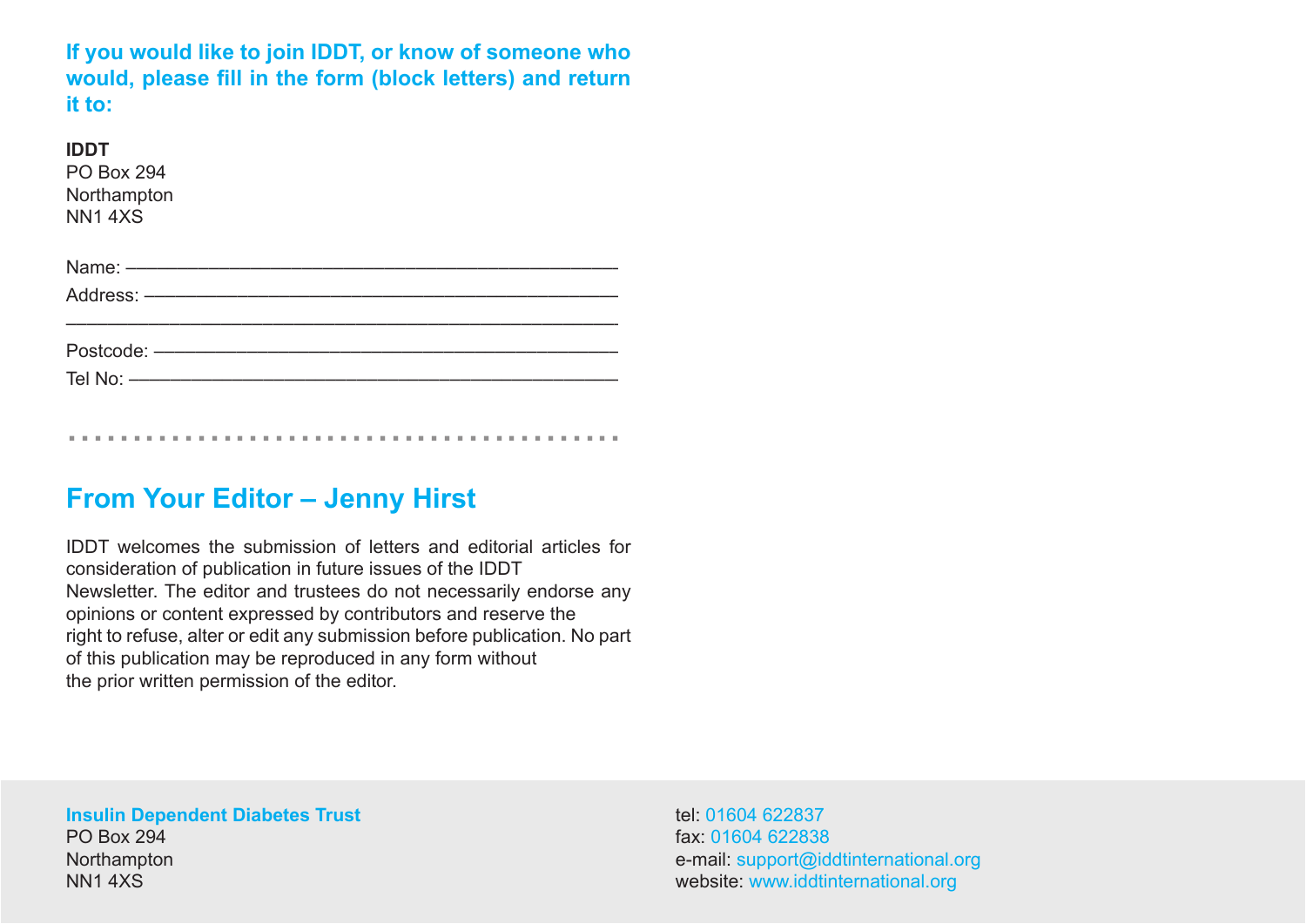**If you would like to join IDDT, or know of someone who would, please fill in the form (block letters) and return it to:**

**IDDT**
PO Box 294
Northampton
NN1 4XS

Name: ——————————————————————

Address: ——————————————————————

——————————————————————

Postcode: ——————————————————————

Tel No: ——————————————————————

## From Your Editor – Jenny Hirst

IDDT welcomes the submission of letters and editorial articles for consideration of publication in future issues of the IDDT Newsletter. The editor and trustees do not necessarily endorse any opinions or content expressed by contributors and reserve the right to refuse, alter or edit any submission before publication. No part of this publication may be reproduced in any form without the prior written permission of the editor.

**Insulin Dependent Diabetes Trust**
PO Box 294
Northampton
NN1 4XS

tel: 01604 622837
fax: 01604 622838
e-mail: support@iddtinternational.org
website: www.iddtinternational.org